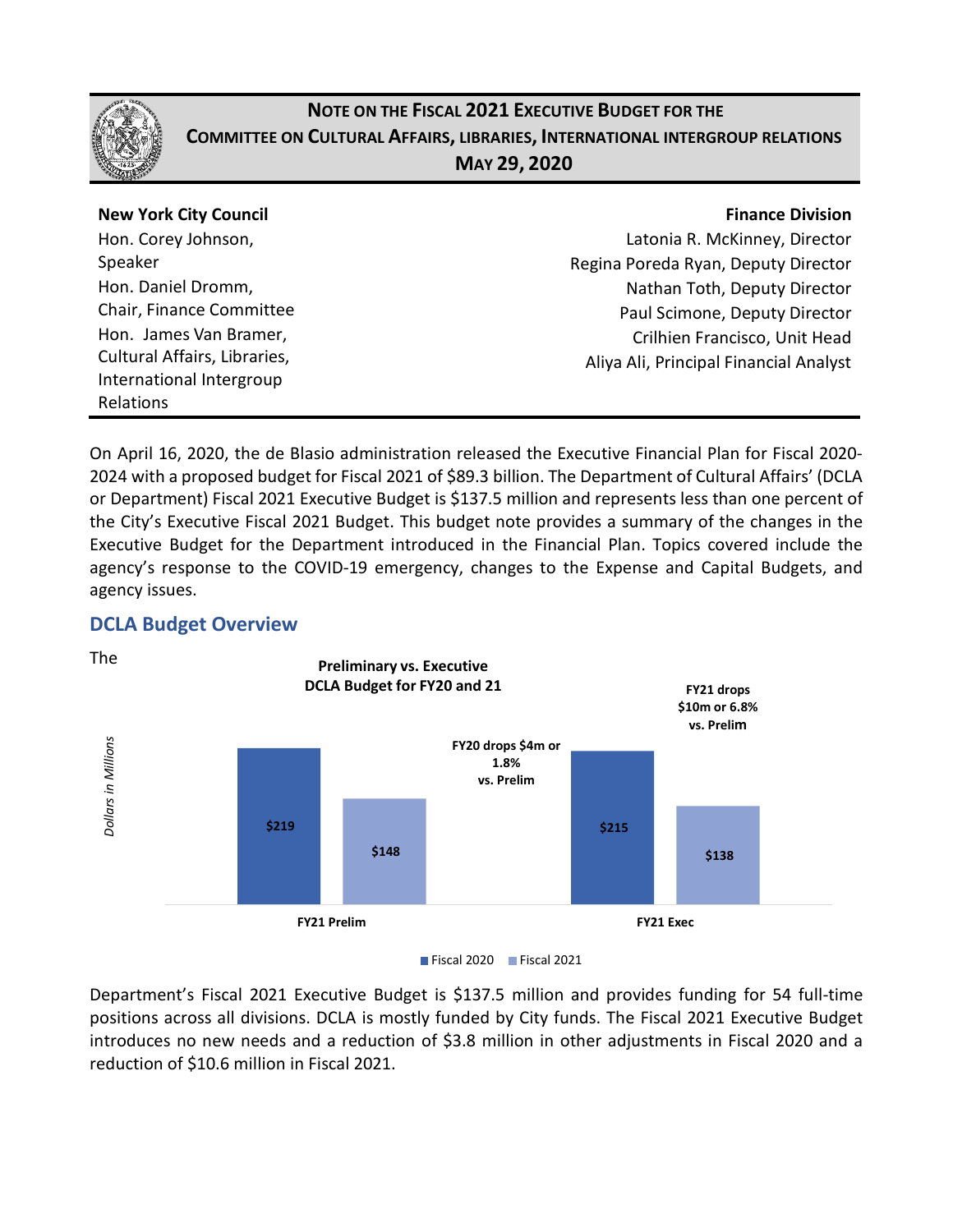# NOTE ON THE FISCAL 2021 EXECUTIVE BUDGET FOR THE COMMITTEE ON CULTURAL AFFAIRS, LIBRARIES, INTERNATIONAL INTERGROUP RELATIONS

**MAY 29, 2020**

**New York City Council**
Hon. Corey Johnson, Speaker
Hon. Daniel Dromm, Chair, Finance Committee
Hon. James Van Bramer, Cultural Affairs, Libraries, International Intergroup Relations

**Finance Division**
Latonia R. McKinney, Director
Regina Poreda Ryan, Deputy Director
Nathan Toth, Deputy Director
Paul Scimone, Deputy Director
Crilhien Francisco, Unit Head
Aliya Ali, Principal Financial Analyst

On April 16, 2020, the de Blasio administration released the Executive Financial Plan for Fiscal 2020-2024 with a proposed budget for Fiscal 2021 of $89.3 billion. The Department of Cultural Affairs' (DCLA or Department) Fiscal 2021 Executive Budget is $137.5 million and represents less than one percent of the City's Executive Fiscal 2021 Budget. This budget note provides a summary of the changes in the Executive Budget for the Department introduced in the Financial Plan. Topics covered include the agency's response to the COVID-19 emergency, changes to the Expense and Capital Budgets, and agency issues.

## DCLA Budget Overview

**Preliminary vs. Executive DCLA Budget for FY20 and 21**

*Dollars in Millions*

| | Fiscal 2020 | Fiscal 2021 |
|---|---|---|
| FY21 Prelim | $219 | $148 |
| FY21 Exec | $215 | $138 |

FY20 drops $4m or 1.8% vs. Prelim

FY21 drops $10m or 6.8% vs. Prelim

The Department's Fiscal 2021 Executive Budget is $137.5 million and provides funding for 54 full-time positions across all divisions. DCLA is mostly funded by City funds. The Fiscal 2021 Executive Budget introduces no new needs and a reduction of $3.8 million in other adjustments in Fiscal 2020 and a reduction of $10.6 million in Fiscal 2021.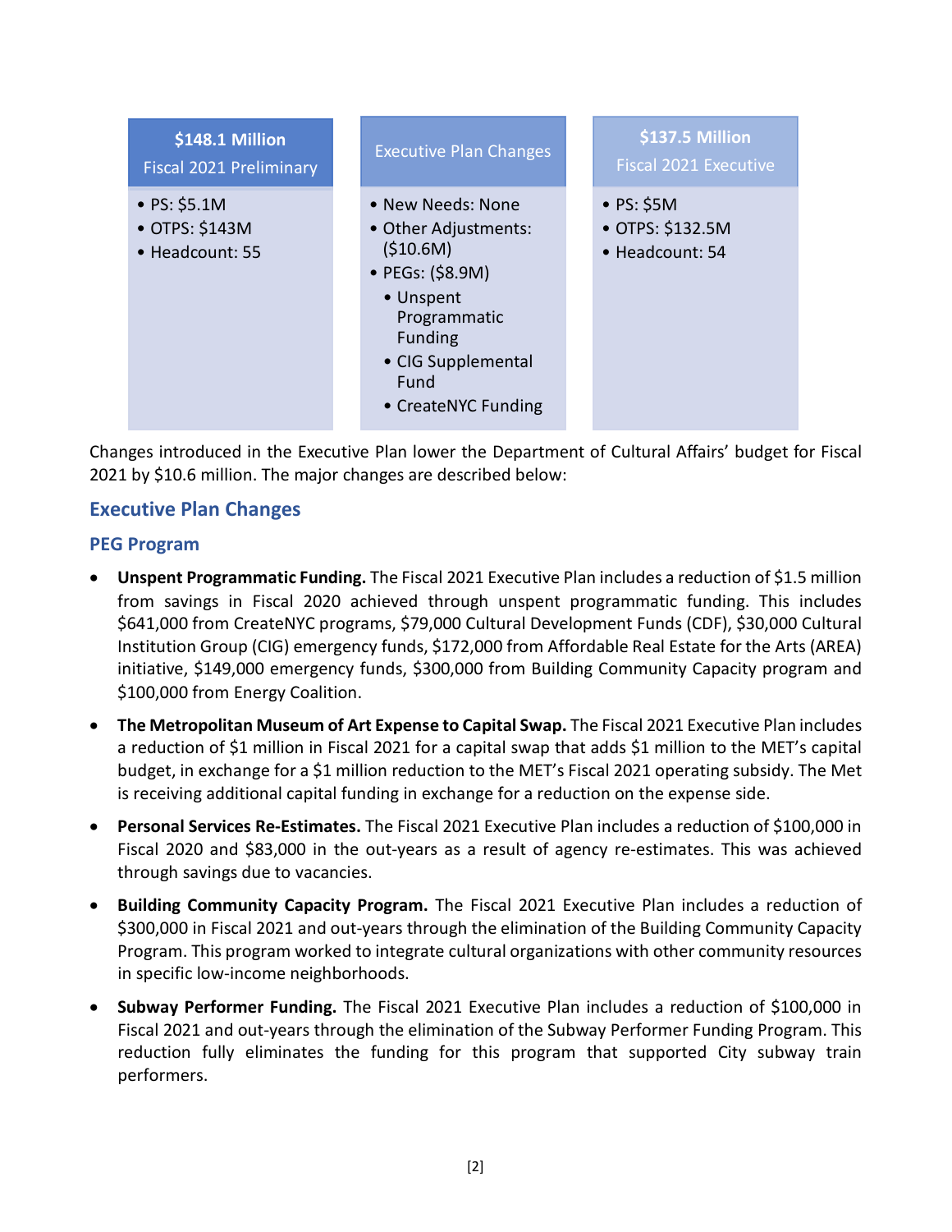| $148.1 Million Fiscal 2021 Preliminary | Executive Plan Changes | $137.5 Million Fiscal 2021 Executive |
|---|---|---|
| • PS: $5.1M<br>• OTPS: $143M<br>• Headcount: 55 | • New Needs: None<br>• Other Adjustments: ($10.6M)<br>• PEGs: ($8.9M)<br>  • Unspent Programmatic Funding<br>  • CIG Supplemental Fund<br>  • CreateNYC Funding | • PS: $5M<br>• OTPS: $132.5M<br>• Headcount: 54 |

Changes introduced in the Executive Plan lower the Department of Cultural Affairs' budget for Fiscal 2021 by $10.6 million. The major changes are described below:

## Executive Plan Changes

### PEG Program

- **Unspent Programmatic Funding.** The Fiscal 2021 Executive Plan includes a reduction of $1.5 million from savings in Fiscal 2020 achieved through unspent programmatic funding. This includes $641,000 from CreateNYC programs, $79,000 Cultural Development Funds (CDF), $30,000 Cultural Institution Group (CIG) emergency funds, $172,000 from Affordable Real Estate for the Arts (AREA) initiative, $149,000 emergency funds, $300,000 from Building Community Capacity program and $100,000 from Energy Coalition.

- **The Metropolitan Museum of Art Expense to Capital Swap.** The Fiscal 2021 Executive Plan includes a reduction of $1 million in Fiscal 2021 for a capital swap that adds $1 million to the MET's capital budget, in exchange for a $1 million reduction to the MET's Fiscal 2021 operating subsidy. The Met is receiving additional capital funding in exchange for a reduction on the expense side.

- **Personal Services Re-Estimates.** The Fiscal 2021 Executive Plan includes a reduction of $100,000 in Fiscal 2020 and $83,000 in the out-years as a result of agency re-estimates. This was achieved through savings due to vacancies.

- **Building Community Capacity Program.** The Fiscal 2021 Executive Plan includes a reduction of $300,000 in Fiscal 2021 and out-years through the elimination of the Building Community Capacity Program. This program worked to integrate cultural organizations with other community resources in specific low-income neighborhoods.

- **Subway Performer Funding.** The Fiscal 2021 Executive Plan includes a reduction of $100,000 in Fiscal 2021 and out-years through the elimination of the Subway Performer Funding Program. This reduction fully eliminates the funding for this program that supported City subway train performers.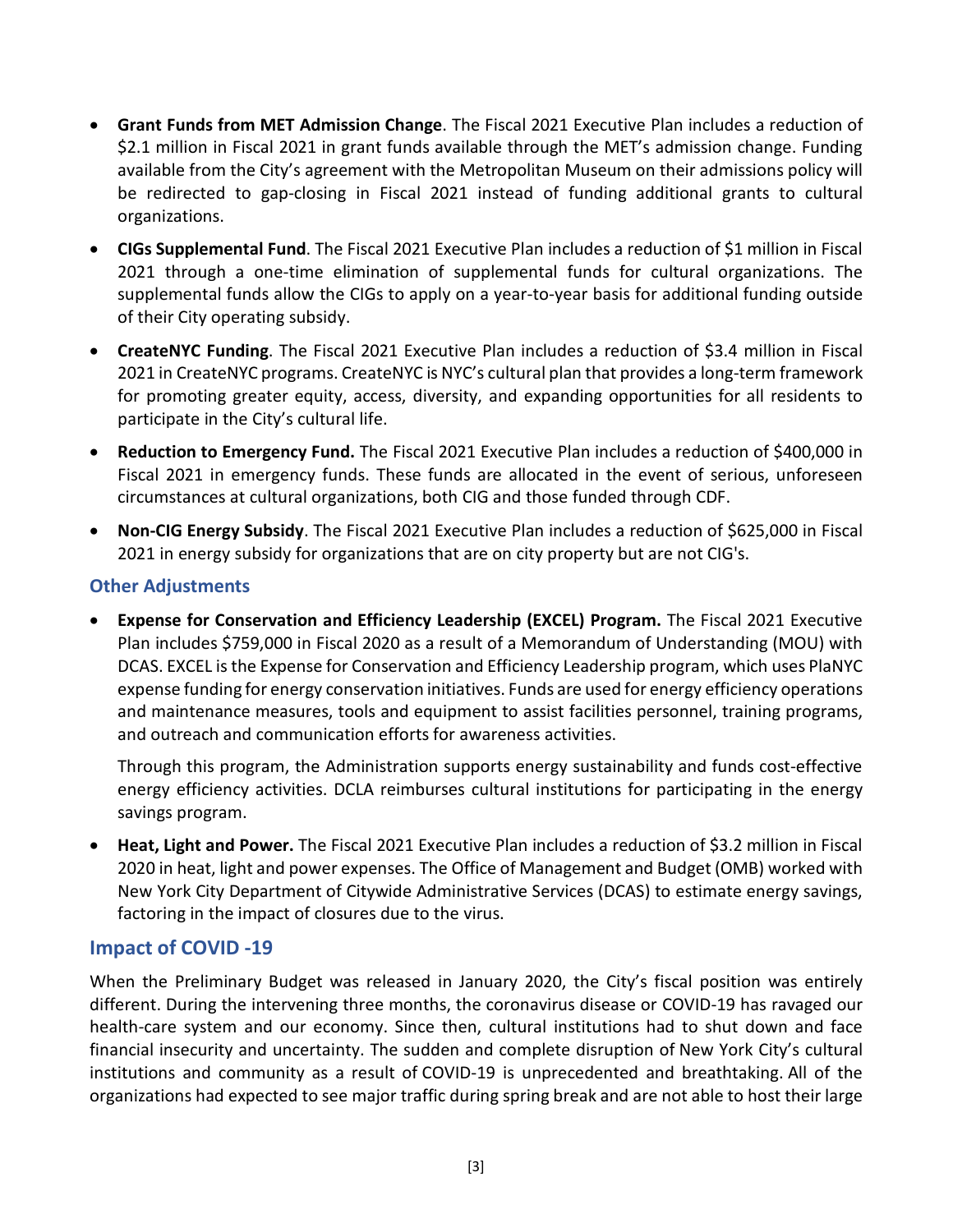- **Grant Funds from MET Admission Change**. The Fiscal 2021 Executive Plan includes a reduction of $2.1 million in Fiscal 2021 in grant funds available through the MET's admission change. Funding available from the City's agreement with the Metropolitan Museum on their admissions policy will be redirected to gap-closing in Fiscal 2021 instead of funding additional grants to cultural organizations.
- **CIGs Supplemental Fund**. The Fiscal 2021 Executive Plan includes a reduction of $1 million in Fiscal 2021 through a one-time elimination of supplemental funds for cultural organizations. The supplemental funds allow the CIGs to apply on a year-to-year basis for additional funding outside of their City operating subsidy.
- **CreateNYC Funding**. The Fiscal 2021 Executive Plan includes a reduction of $3.4 million in Fiscal 2021 in CreateNYC programs. CreateNYC is NYC's cultural plan that provides a long-term framework for promoting greater equity, access, diversity, and expanding opportunities for all residents to participate in the City's cultural life.
- **Reduction to Emergency Fund.** The Fiscal 2021 Executive Plan includes a reduction of $400,000 in Fiscal 2021 in emergency funds. These funds are allocated in the event of serious, unforeseen circumstances at cultural organizations, both CIG and those funded through CDF.
- **Non-CIG Energy Subsidy**. The Fiscal 2021 Executive Plan includes a reduction of $625,000 in Fiscal 2021 in energy subsidy for organizations that are on city property but are not CIG's.

## Other Adjustments

- **Expense for Conservation and Efficiency Leadership (EXCEL) Program.** The Fiscal 2021 Executive Plan includes $759,000 in Fiscal 2020 as a result of a Memorandum of Understanding (MOU) with DCAS. EXCEL is the Expense for Conservation and Efficiency Leadership program, which uses PlaNYC expense funding for energy conservation initiatives. Funds are used for energy efficiency operations and maintenance measures, tools and equipment to assist facilities personnel, training programs, and outreach and communication efforts for awareness activities.

  Through this program, the Administration supports energy sustainability and funds cost-effective energy efficiency activities. DCLA reimburses cultural institutions for participating in the energy savings program.
- **Heat, Light and Power.** The Fiscal 2021 Executive Plan includes a reduction of $3.2 million in Fiscal 2020 in heat, light and power expenses. The Office of Management and Budget (OMB) worked with New York City Department of Citywide Administrative Services (DCAS) to estimate energy savings, factoring in the impact of closures due to the virus.

## Impact of COVID -19

When the Preliminary Budget was released in January 2020, the City's fiscal position was entirely different. During the intervening three months, the coronavirus disease or COVID-19 has ravaged our health-care system and our economy. Since then, cultural institutions had to shut down and face financial insecurity and uncertainty. The sudden and complete disruption of New York City's cultural institutions and community as a result of COVID-19 is unprecedented and breathtaking. All of the organizations had expected to see major traffic during spring break and are not able to host their large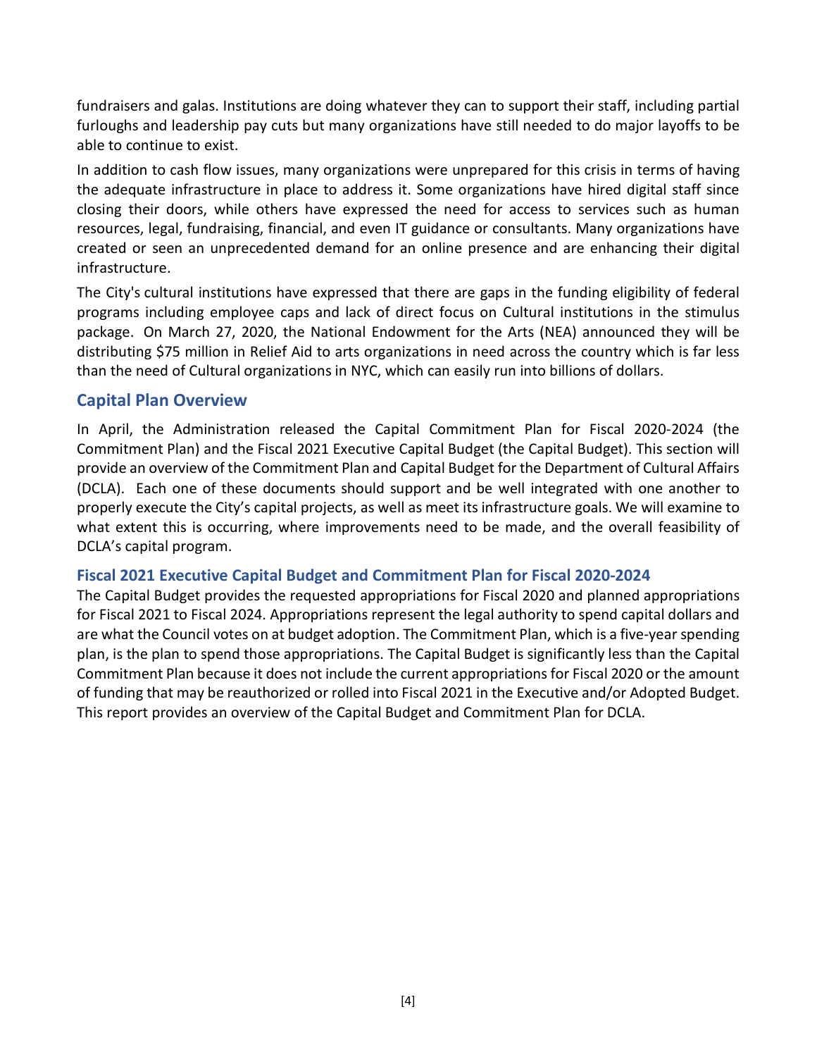fundraisers and galas. Institutions are doing whatever they can to support their staff, including partial furloughs and leadership pay cuts but many organizations have still needed to do major layoffs to be able to continue to exist.

In addition to cash flow issues, many organizations were unprepared for this crisis in terms of having the adequate infrastructure in place to address it. Some organizations have hired digital staff since closing their doors, while others have expressed the need for access to services such as human resources, legal, fundraising, financial, and even IT guidance or consultants. Many organizations have created or seen an unprecedented demand for an online presence and are enhancing their digital infrastructure.

The City's cultural institutions have expressed that there are gaps in the funding eligibility of federal programs including employee caps and lack of direct focus on Cultural institutions in the stimulus package. On March 27, 2020, the National Endowment for the Arts (NEA) announced they will be distributing $75 million in Relief Aid to arts organizations in need across the country which is far less than the need of Cultural organizations in NYC, which can easily run into billions of dollars.

## Capital Plan Overview

In April, the Administration released the Capital Commitment Plan for Fiscal 2020-2024 (the Commitment Plan) and the Fiscal 2021 Executive Capital Budget (the Capital Budget). This section will provide an overview of the Commitment Plan and Capital Budget for the Department of Cultural Affairs (DCLA). Each one of these documents should support and be well integrated with one another to properly execute the City's capital projects, as well as meet its infrastructure goals. We will examine to what extent this is occurring, where improvements need to be made, and the overall feasibility of DCLA's capital program.

### Fiscal 2021 Executive Capital Budget and Commitment Plan for Fiscal 2020-2024

The Capital Budget provides the requested appropriations for Fiscal 2020 and planned appropriations for Fiscal 2021 to Fiscal 2024. Appropriations represent the legal authority to spend capital dollars and are what the Council votes on at budget adoption. The Commitment Plan, which is a five-year spending plan, is the plan to spend those appropriations. The Capital Budget is significantly less than the Capital Commitment Plan because it does not include the current appropriations for Fiscal 2020 or the amount of funding that may be reauthorized or rolled into Fiscal 2021 in the Executive and/or Adopted Budget. This report provides an overview of the Capital Budget and Commitment Plan for DCLA.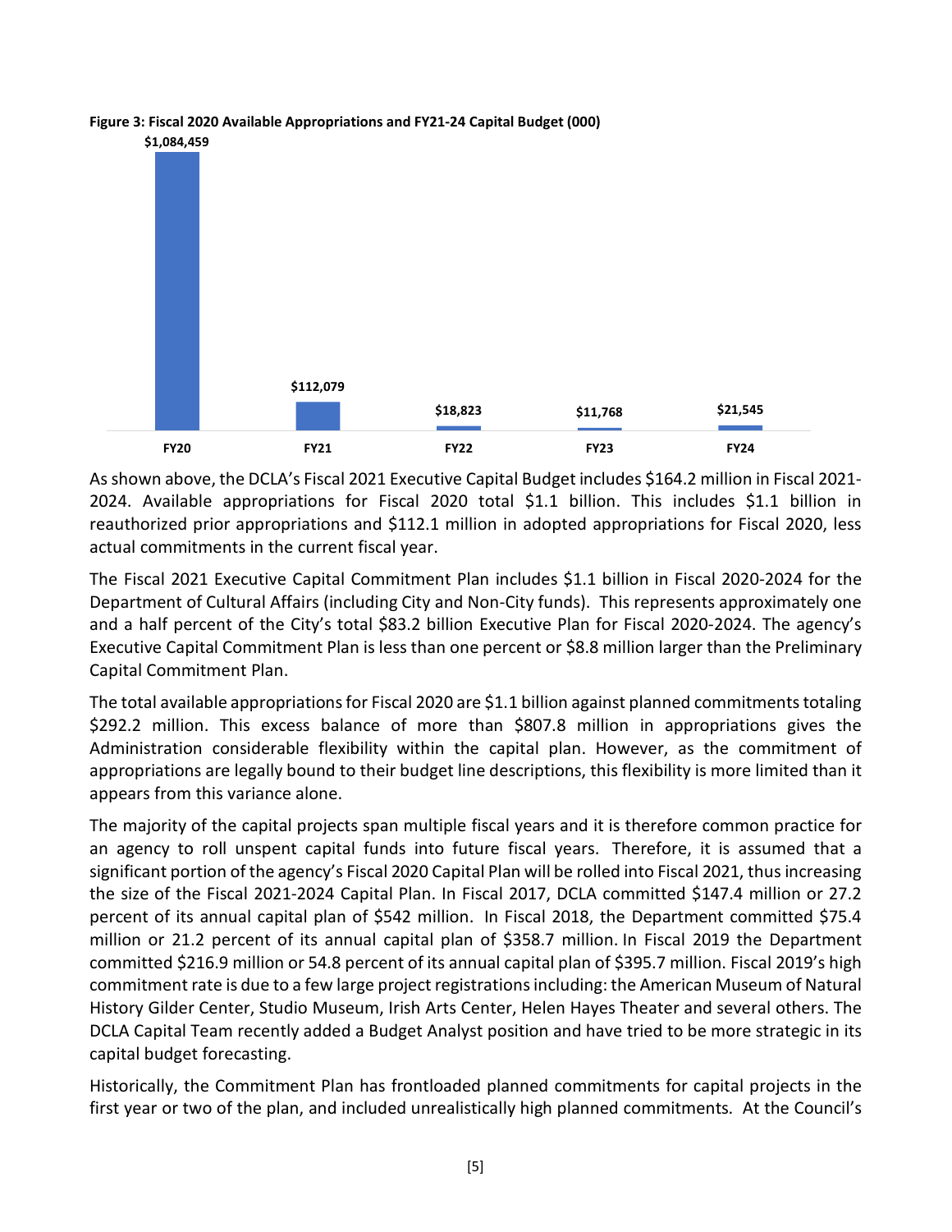**Figure 3: Fiscal 2020 Available Appropriations and FY21-24 Capital Budget (000)**

| FY20 | FY21 | FY22 | FY23 | FY24 |
|---|---|---|---|---|
| $1,084,459 | $112,079 | $18,823 | $11,768 | $21,545 |

As shown above, the DCLA's Fiscal 2021 Executive Capital Budget includes $164.2 million in Fiscal 2021-2024. Available appropriations for Fiscal 2020 total $1.1 billion. This includes $1.1 billion in reauthorized prior appropriations and $112.1 million in adopted appropriations for Fiscal 2020, less actual commitments in the current fiscal year.

The Fiscal 2021 Executive Capital Commitment Plan includes $1.1 billion in Fiscal 2020-2024 for the Department of Cultural Affairs (including City and Non-City funds). This represents approximately one and a half percent of the City's total $83.2 billion Executive Plan for Fiscal 2020-2024. The agency's Executive Capital Commitment Plan is less than one percent or $8.8 million larger than the Preliminary Capital Commitment Plan.

The total available appropriations for Fiscal 2020 are $1.1 billion against planned commitments totaling $292.2 million. This excess balance of more than $807.8 million in appropriations gives the Administration considerable flexibility within the capital plan. However, as the commitment of appropriations are legally bound to their budget line descriptions, this flexibility is more limited than it appears from this variance alone.

The majority of the capital projects span multiple fiscal years and it is therefore common practice for an agency to roll unspent capital funds into future fiscal years. Therefore, it is assumed that a significant portion of the agency's Fiscal 2020 Capital Plan will be rolled into Fiscal 2021, thus increasing the size of the Fiscal 2021-2024 Capital Plan. In Fiscal 2017, DCLA committed $147.4 million or 27.2 percent of its annual capital plan of $542 million. In Fiscal 2018, the Department committed $75.4 million or 21.2 percent of its annual capital plan of $358.7 million. In Fiscal 2019 the Department committed $216.9 million or 54.8 percent of its annual capital plan of $395.7 million. Fiscal 2019's high commitment rate is due to a few large project registrations including: the American Museum of Natural History Gilder Center, Studio Museum, Irish Arts Center, Helen Hayes Theater and several others. The DCLA Capital Team recently added a Budget Analyst position and have tried to be more strategic in its capital budget forecasting.

Historically, the Commitment Plan has frontloaded planned commitments for capital projects in the first year or two of the plan, and included unrealistically high planned commitments. At the Council's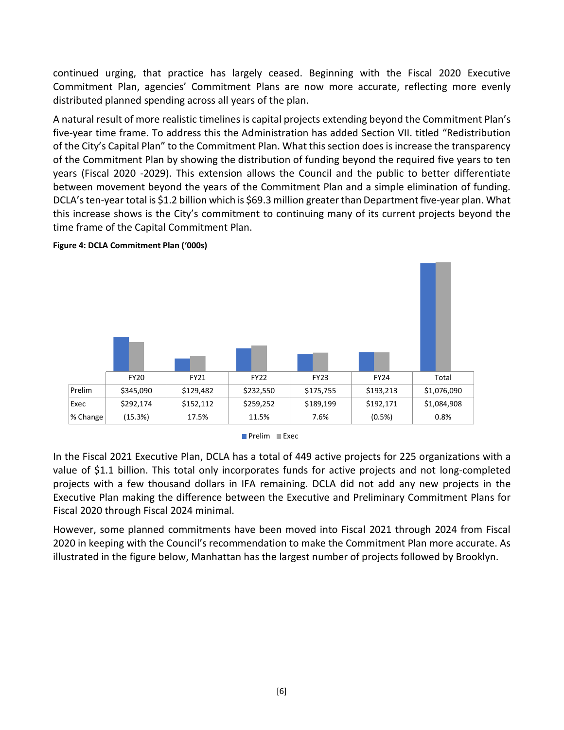continued urging, that practice has largely ceased. Beginning with the Fiscal 2020 Executive Commitment Plan, agencies' Commitment Plans are now more accurate, reflecting more evenly distributed planned spending across all years of the plan.

A natural result of more realistic timelines is capital projects extending beyond the Commitment Plan's five-year time frame. To address this the Administration has added Section VII. titled "Redistribution of the City's Capital Plan" to the Commitment Plan. What this section does is increase the transparency of the Commitment Plan by showing the distribution of funding beyond the required five years to ten years (Fiscal 2020 -2029). This extension allows the Council and the public to better differentiate between movement beyond the years of the Commitment Plan and a simple elimination of funding. DCLA's ten-year total is $1.2 billion which is $69.3 million greater than Department five-year plan. What this increase shows is the City's commitment to continuing many of its current projects beyond the time frame of the Capital Commitment Plan.

**Figure 4: DCLA Commitment Plan ('000s)**

| | FY20 | FY21 | FY22 | FY23 | FY24 | Total |
|---|---|---|---|---|---|---|
| Prelim | $345,090 | $129,482 | $232,550 | $175,755 | $193,213 | $1,076,090 |
| Exec | $292,174 | $152,112 | $259,252 | $189,199 | $192,171 | $1,084,908 |
| % Change | (15.3%) | 17.5% | 11.5% | 7.6% | (0.5%) | 0.8% |

In the Fiscal 2021 Executive Plan, DCLA has a total of 449 active projects for 225 organizations with a value of $1.1 billion. This total only incorporates funds for active projects and not long-completed projects with a few thousand dollars in IFA remaining. DCLA did not add any new projects in the Executive Plan making the difference between the Executive and Preliminary Commitment Plans for Fiscal 2020 through Fiscal 2024 minimal.

However, some planned commitments have been moved into Fiscal 2021 through 2024 from Fiscal 2020 in keeping with the Council's recommendation to make the Commitment Plan more accurate. As illustrated in the figure below, Manhattan has the largest number of projects followed by Brooklyn.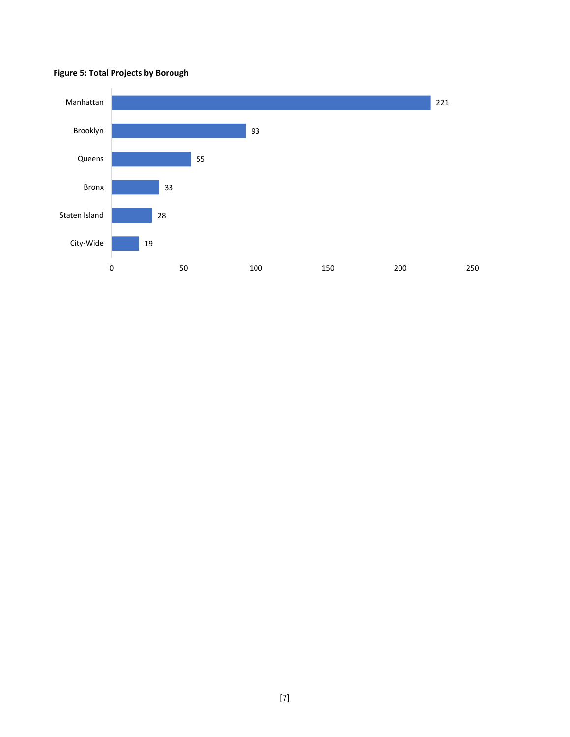**Figure 5: Total Projects by Borough**

| Borough | Total Projects |
| --- | --- |
| Manhattan | 221 |
| Brooklyn | 93 |
| Queens | 55 |
| Bronx | 33 |
| Staten Island | 28 |
| City-Wide | 19 |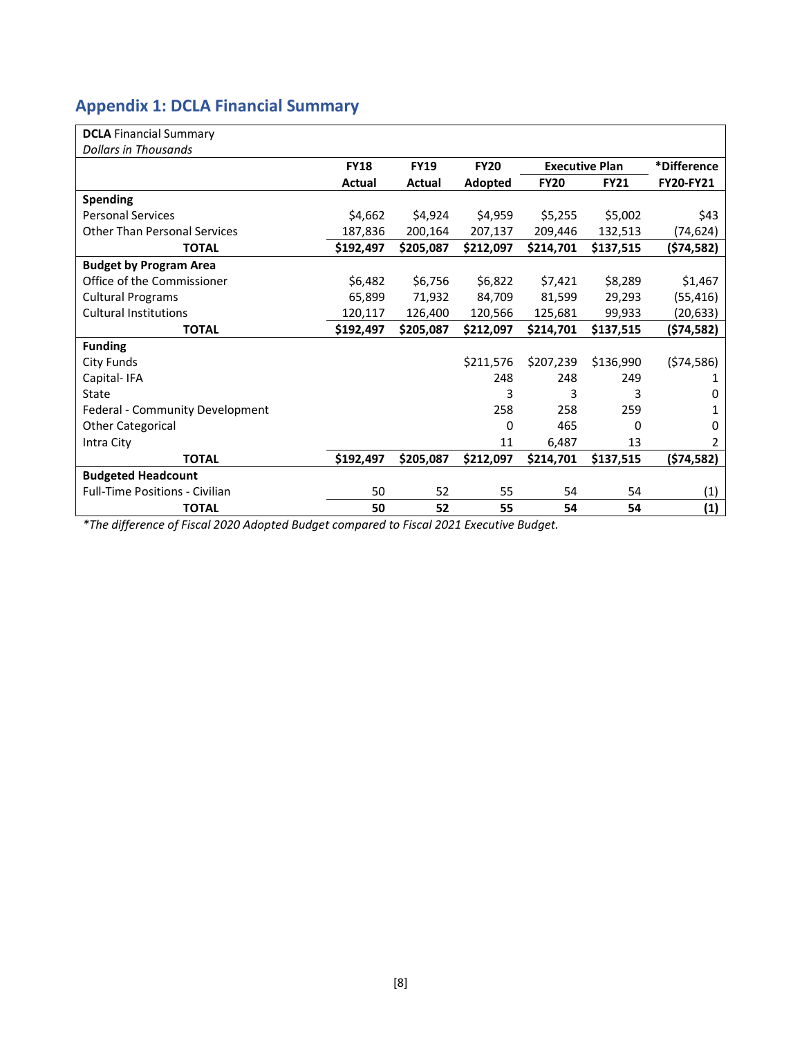## Appendix 1: DCLA Financial Summary

| **DCLA** Financial Summary<br>*Dollars in Thousands* | | | | | | |
|---|---|---|---|---|---|---|
| | **FY18** | **FY19** | **FY20** | **Executive Plan** | | ***Difference** |
| | **Actual** | **Actual** | **Adopted** | **FY20** | **FY21** | **FY20-FY21** |
| **Spending** | | | | | | |
| Personal Services | $4,662 | $4,924 | $4,959 | $5,255 | $5,002 | $43 |
| Other Than Personal Services | 187,836 | 200,164 | 207,137 | 209,446 | 132,513 | (74,624) |
| **TOTAL** | **$192,497** | **$205,087** | **$212,097** | **$214,701** | **$137,515** | **($74,582)** |
| **Budget by Program Area** | | | | | | |
| Office of the Commissioner | $6,482 | $6,756 | $6,822 | $7,421 | $8,289 | $1,467 |
| Cultural Programs | 65,899 | 71,932 | 84,709 | 81,599 | 29,293 | (55,416) |
| Cultural Institutions | 120,117 | 126,400 | 120,566 | 125,681 | 99,933 | (20,633) |
| **TOTAL** | **$192,497** | **$205,087** | **$212,097** | **$214,701** | **$137,515** | **($74,582)** |
| **Funding** | | | | | | |
| City Funds | | | $211,576 | $207,239 | $136,990 | ($74,586) |
| Capital- IFA | | | 248 | 248 | 249 | 1 |
| State | | | 3 | 3 | 3 | 0 |
| Federal - Community Development | | | 258 | 258 | 259 | 1 |
| Other Categorical | | | 0 | 465 | 0 | 0 |
| Intra City | | | 11 | 6,487 | 13 | 2 |
| **TOTAL** | **$192,497** | **$205,087** | **$212,097** | **$214,701** | **$137,515** | **($74,582)** |
| **Budgeted Headcount** | | | | | | |
| Full-Time Positions - Civilian | 50 | 52 | 55 | 54 | 54 | (1) |
| **TOTAL** | **50** | **52** | **55** | **54** | **54** | **(1)** |

*\*The difference of Fiscal 2020 Adopted Budget compared to Fiscal 2021 Executive Budget.*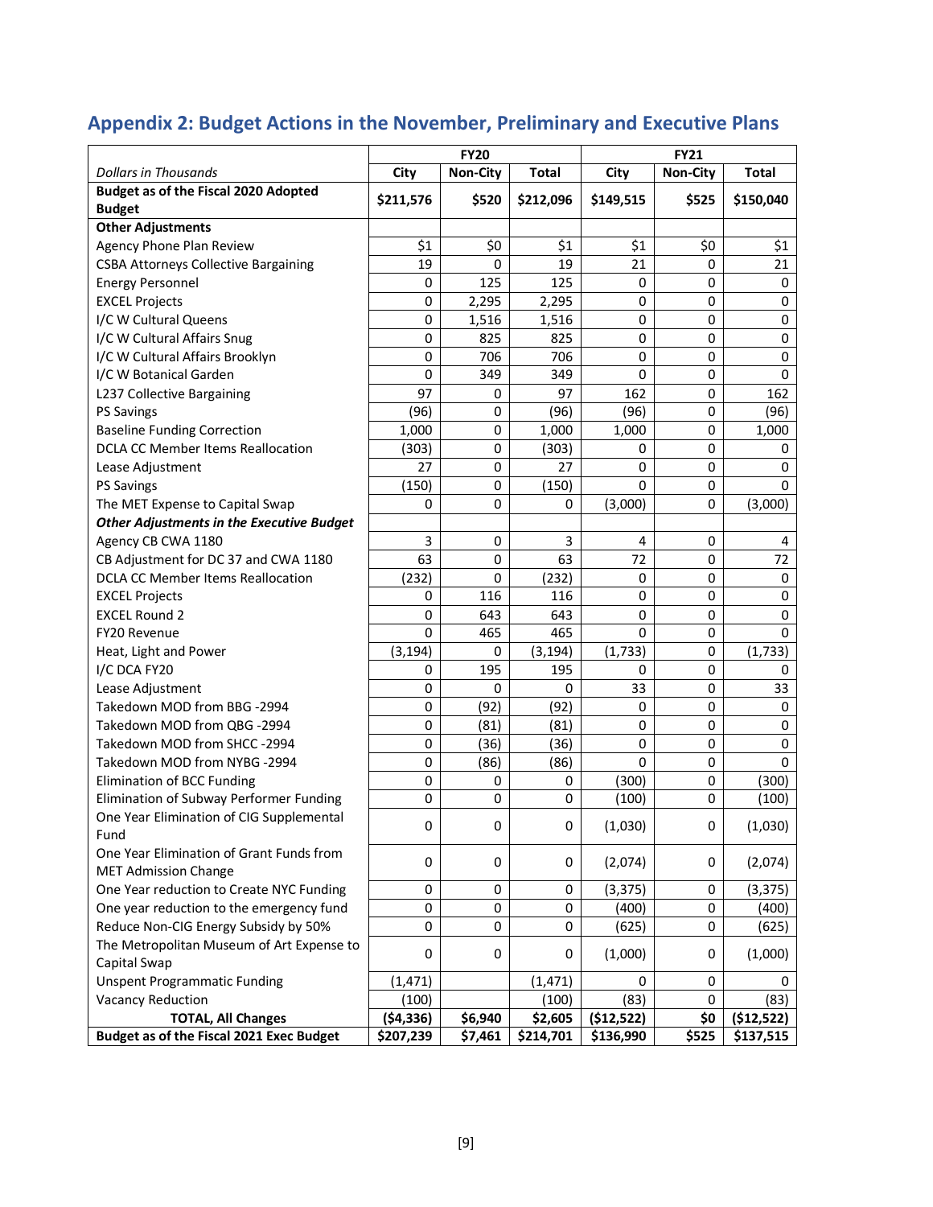## Appendix 2: Budget Actions in the November, Preliminary and Executive Plans

| | FY20 | | | FY21 | | |
|---|---|---|---|---|---|---|
| *Dollars in Thousands* | City | Non-City | Total | City | Non-City | Total |
| **Budget as of the Fiscal 2020 Adopted Budget** | **$211,576** | **$520** | **$212,096** | **$149,515** | **$525** | **$150,040** |
| **Other Adjustments** | | | | | | |
| Agency Phone Plan Review | $1 | $0 | $1 | $1 | $0 | $1 |
| CSBA Attorneys Collective Bargaining | 19 | 0 | 19 | 21 | 0 | 21 |
| Energy Personnel | 0 | 125 | 125 | 0 | 0 | 0 |
| EXCEL Projects | 0 | 2,295 | 2,295 | 0 | 0 | 0 |
| I/C W Cultural Queens | 0 | 1,516 | 1,516 | 0 | 0 | 0 |
| I/C W Cultural Affairs Snug | 0 | 825 | 825 | 0 | 0 | 0 |
| I/C W Cultural Affairs Brooklyn | 0 | 706 | 706 | 0 | 0 | 0 |
| I/C W Botanical Garden | 0 | 349 | 349 | 0 | 0 | 0 |
| L237 Collective Bargaining | 97 | 0 | 97 | 162 | 0 | 162 |
| PS Savings | (96) | 0 | (96) | (96) | 0 | (96) |
| Baseline Funding Correction | 1,000 | 0 | 1,000 | 1,000 | 0 | 1,000 |
| DCLA CC Member Items Reallocation | (303) | 0 | (303) | 0 | 0 | 0 |
| Lease Adjustment | 27 | 0 | 27 | 0 | 0 | 0 |
| PS Savings | (150) | 0 | (150) | 0 | 0 | 0 |
| The MET Expense to Capital Swap | 0 | 0 | 0 | (3,000) | 0 | (3,000) |
| ***Other Adjustments in the Executive Budget*** | | | | | | |
| Agency CB CWA 1180 | 3 | 0 | 3 | 4 | 0 | 4 |
| CB Adjustment for DC 37 and CWA 1180 | 63 | 0 | 63 | 72 | 0 | 72 |
| DCLA CC Member Items Reallocation | (232) | 0 | (232) | 0 | 0 | 0 |
| EXCEL Projects | 0 | 116 | 116 | 0 | 0 | 0 |
| EXCEL Round 2 | 0 | 643 | 643 | 0 | 0 | 0 |
| FY20 Revenue | 0 | 465 | 465 | 0 | 0 | 0 |
| Heat, Light and Power | (3,194) | 0 | (3,194) | (1,733) | 0 | (1,733) |
| I/C DCA FY20 | 0 | 195 | 195 | 0 | 0 | 0 |
| Lease Adjustment | 0 | 0 | 0 | 33 | 0 | 33 |
| Takedown MOD from BBG -2994 | 0 | (92) | (92) | 0 | 0 | 0 |
| Takedown MOD from QBG -2994 | 0 | (81) | (81) | 0 | 0 | 0 |
| Takedown MOD from SHCC -2994 | 0 | (36) | (36) | 0 | 0 | 0 |
| Takedown MOD from NYBG -2994 | 0 | (86) | (86) | 0 | 0 | 0 |
| Elimination of BCC Funding | 0 | 0 | 0 | (300) | 0 | (300) |
| Elimination of Subway Performer Funding | 0 | 0 | 0 | (100) | 0 | (100) |
| One Year Elimination of CIG Supplemental Fund | 0 | 0 | 0 | (1,030) | 0 | (1,030) |
| One Year Elimination of Grant Funds from MET Admission Change | 0 | 0 | 0 | (2,074) | 0 | (2,074) |
| One Year reduction to Create NYC Funding | 0 | 0 | 0 | (3,375) | 0 | (3,375) |
| One year reduction to the emergency fund | 0 | 0 | 0 | (400) | 0 | (400) |
| Reduce Non-CIG Energy Subsidy by 50% | 0 | 0 | 0 | (625) | 0 | (625) |
| The Metropolitan Museum of Art Expense to Capital Swap | 0 | 0 | 0 | (1,000) | 0 | (1,000) |
| Unspent Programmatic Funding | (1,471) | | (1,471) | 0 | 0 | 0 |
| Vacancy Reduction | (100) | 0 | (100) | (83) | 0 | (83) |
| **TOTAL, All Changes** | **($4,336)** | **$6,940** | **$2,605** | **($12,522)** | **$0** | **($12,522)** |
| **Budget as of the Fiscal 2021 Exec Budget** | **$207,239** | **$7,461** | **$214,701** | **$136,990** | **$525** | **$137,515** |